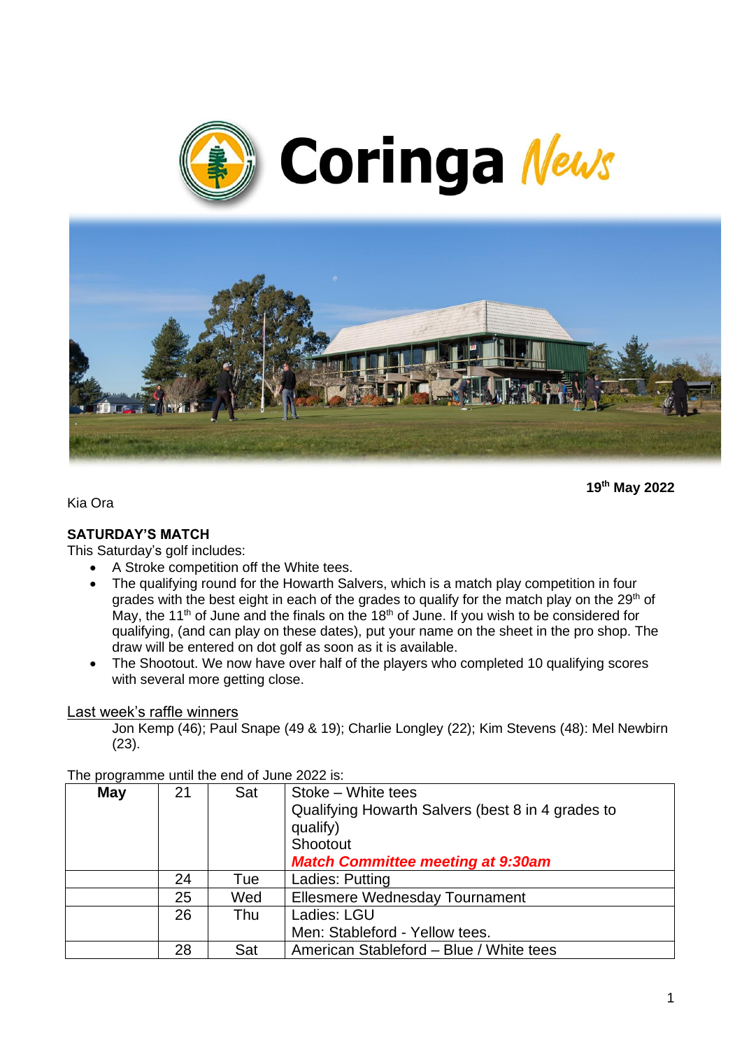# Coringa News

**19th May 2022**

Kia Ora

**SATURDAY'S MATCH**

This Saturday's golf includes:

- A Stroke competition off the White tees.
- The qualifying round for the Howarth Salvers, which is a match play competition in four grades with the best eight in each of the grades to qualify for the match play on the 29th of May, the 11th of June and the finals on the 18th of June. If you wish to be considered for qualifying, (and can play on these dates), put your name on the sheet in the pro shop. The draw will be entered on dot golf as soon as it is available.
- The Shootout. We now have over half of the players who completed 10 qualifying scores with several more getting close.

Last week's raffle winners

Jon Kemp (46); Paul Snape (49 & 19); Charlie Longley (22); Kim Stevens (48): Mel Newbirn (23).

The programme until the end of June 2022 is:

| **May** | 21 | Sat | Stoke – White tees<br>Qualifying Howarth Salvers (best 8 in 4 grades to qualify)<br>Shootout<br>***Match Committee meeting at 9:30am*** |
|---|---|---|---|
| | 24 | Tue | Ladies: Putting |
| | 25 | Wed | Ellesmere Wednesday Tournament |
| | 26 | Thu | Ladies: LGU<br>Men: Stableford - Yellow tees. |
| | 28 | Sat | American Stableford – Blue / White tees |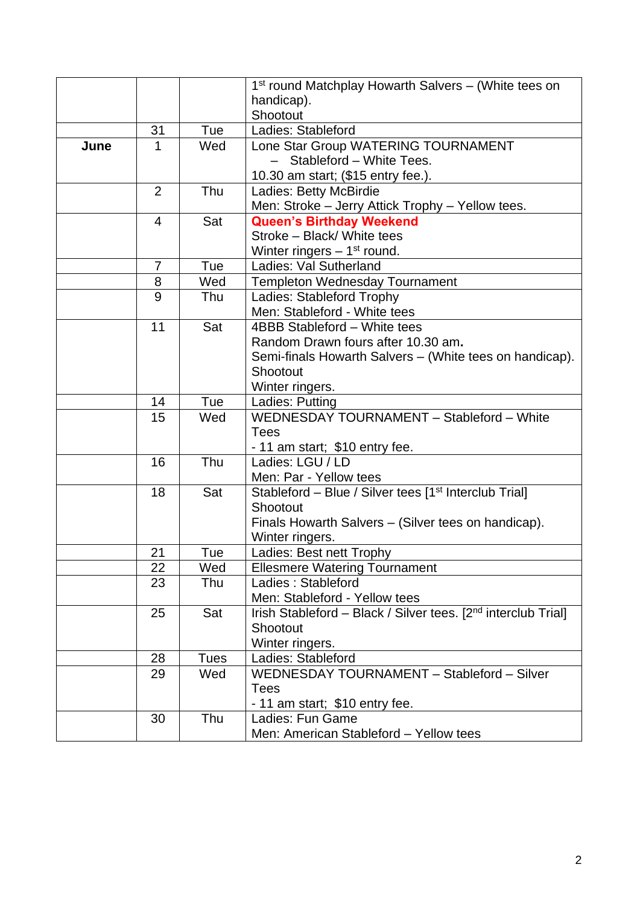| | | | |
|---|---|---|---|
| | | | 1st round Matchplay Howarth Salvers – (White tees on handicap).<br>Shootout |
| | 31 | Tue | Ladies: Stableford |
| **June** | 1 | Wed | Lone Star Group WATERING TOURNAMENT<br>– Stableford – White Tees.<br>10.30 am start; ($15 entry fee.). |
| | 2 | Thu | Ladies: Betty McBirdie<br>Men: Stroke – Jerry Attick Trophy – Yellow tees. |
| | 4 | Sat | **Queen's Birthday Weekend**<br>Stroke – Black/ White tees<br>Winter ringers – 1st round. |
| | 7 | Tue | Ladies: Val Sutherland |
| | 8 | Wed | Templeton Wednesday Tournament |
| | 9 | Thu | Ladies: Stableford Trophy<br>Men: Stableford - White tees |
| | 11 | Sat | 4BBB Stableford – White tees<br>Random Drawn fours after 10.30 am.<br>Semi-finals Howarth Salvers – (White tees on handicap).<br>Shootout<br>Winter ringers. |
| | 14 | Tue | Ladies: Putting |
| | 15 | Wed | WEDNESDAY TOURNAMENT – Stableford – White Tees<br>- 11 am start; $10 entry fee. |
| | 16 | Thu | Ladies: LGU / LD<br>Men: Par - Yellow tees |
| | 18 | Sat | Stableford – Blue / Silver tees [1st Interclub Trial]<br>Shootout<br>Finals Howarth Salvers – (Silver tees on handicap).<br>Winter ringers. |
| | 21 | Tue | Ladies: Best nett Trophy |
| | 22 | Wed | Ellesmere Watering Tournament |
| | 23 | Thu | Ladies : Stableford<br>Men: Stableford - Yellow tees |
| | 25 | Sat | Irish Stableford – Black / Silver tees. [2nd interclub Trial]<br>Shootout<br>Winter ringers. |
| | 28 | Tues | Ladies: Stableford |
| | 29 | Wed | WEDNESDAY TOURNAMENT – Stableford – Silver Tees<br>- 11 am start; $10 entry fee. |
| | 30 | Thu | Ladies: Fun Game<br>Men: American Stableford – Yellow tees |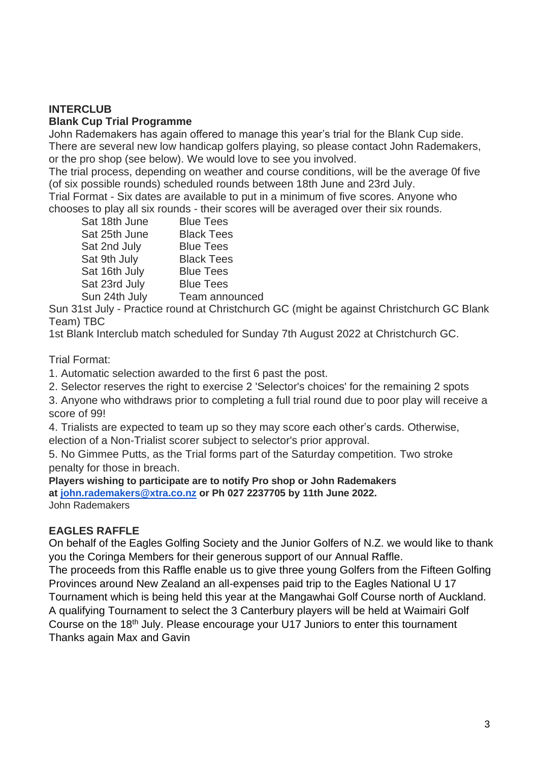## INTERCLUB

### Blank Cup Trial Programme

John Rademakers has again offered to manage this year's trial for the Blank Cup side. There are several new low handicap golfers playing, so please contact John Rademakers, or the pro shop (see below). We would love to see you involved.

The trial process, depending on weather and course conditions, will be the average 0f five (of six possible rounds) scheduled rounds between 18th June and 23rd July.

Trial Format - Six dates are available to put in a minimum of five scores. Anyone who chooses to play all six rounds - their scores will be averaged over their six rounds.

| | |
|---|---|
| Sat 18th June | Blue Tees |
| Sat 25th June | Black Tees |
| Sat 2nd July | Blue Tees |
| Sat 9th July | Black Tees |
| Sat 16th July | Blue Tees |
| Sat 23rd July | Blue Tees |
| Sun 24th July | Team announced |

Sun 31st July - Practice round at Christchurch GC (might be against Christchurch GC Blank Team) TBC

1st Blank Interclub match scheduled for Sunday 7th August 2022 at Christchurch GC.

Trial Format:

1. Automatic selection awarded to the first 6 past the post.
2. Selector reserves the right to exercise 2 'Selector's choices' for the remaining 2 spots
3. Anyone who withdraws prior to completing a full trial round due to poor play will receive a score of 99!
4. Trialists are expected to team up so they may score each other's cards. Otherwise, election of a Non-Trialist scorer subject to selector's prior approval.
5. No Gimmee Putts, as the Trial forms part of the Saturday competition. Two stroke penalty for those in breach.

**Players wishing to participate are to notify Pro shop or John Rademakers at [john.rademakers@xtra.co.nz](mailto:john.rademakers@xtra.co.nz) or Ph 027 2237705 by 11th June 2022.**

John Rademakers

## EAGLES RAFFLE

On behalf of the Eagles Golfing Society and the Junior Golfers of N.Z. we would like to thank you the Coringa Members for their generous support of our Annual Raffle.

The proceeds from this Raffle enable us to give three young Golfers from the Fifteen Golfing Provinces around New Zealand an all-expenses paid trip to the Eagles National U 17 Tournament which is being held this year at the Mangawhai Golf Course north of Auckland. A qualifying Tournament to select the 3 Canterbury players will be held at Waimairi Golf Course on the 18th July. Please encourage your U17 Juniors to enter this tournament

Thanks again Max and Gavin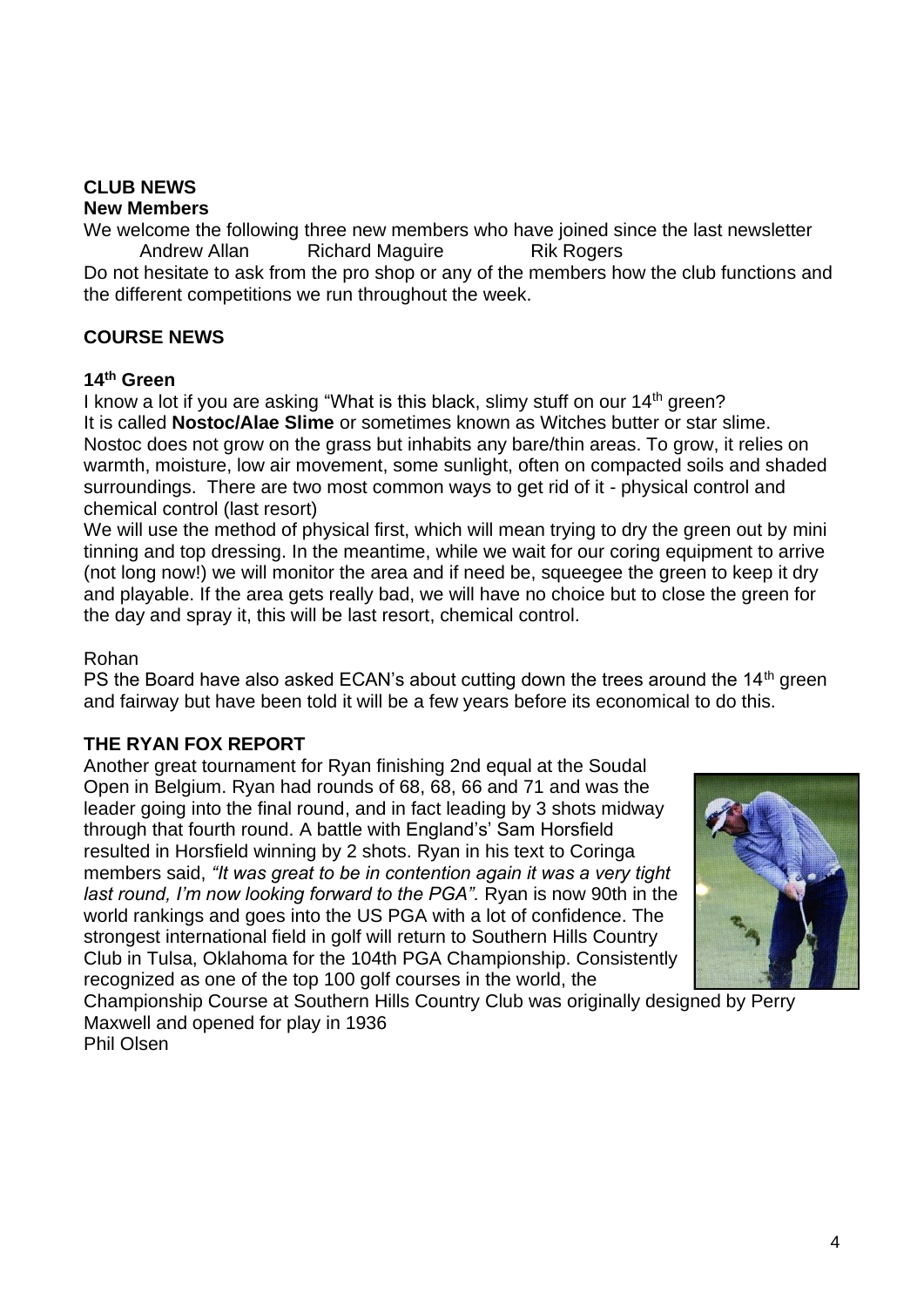## CLUB NEWS

### New Members

We welcome the following three new members who have joined since the last newsletter

Andrew Allan    Richard Maguire    Rik Rogers

Do not hesitate to ask from the pro shop or any of the members how the club functions and the different competitions we run throughout the week.

## COURSE NEWS

### 14th Green

I know a lot if you are asking "What is this black, slimy stuff on our 14th green?

It is called **Nostoc/Alae Slime** or sometimes known as Witches butter or star slime. Nostoc does not grow on the grass but inhabits any bare/thin areas. To grow, it relies on warmth, moisture, low air movement, some sunlight, often on compacted soils and shaded surroundings. There are two most common ways to get rid of it - physical control and chemical control (last resort)

We will use the method of physical first, which will mean trying to dry the green out by mini tinning and top dressing. In the meantime, while we wait for our coring equipment to arrive (not long now!) we will monitor the area and if need be, squeegee the green to keep it dry and playable. If the area gets really bad, we will have no choice but to close the green for the day and spray it, this will be last resort, chemical control.

Rohan

PS the Board have also asked ECAN's about cutting down the trees around the 14th green and fairway but have been told it will be a few years before its economical to do this.

## THE RYAN FOX REPORT

Another great tournament for Ryan finishing 2nd equal at the Soudal Open in Belgium. Ryan had rounds of 68, 68, 66 and 71 and was the leader going into the final round, and in fact leading by 3 shots midway through that fourth round. A battle with England's' Sam Horsfield resulted in Horsfield winning by 2 shots. Ryan in his text to Coringa members said, *"It was great to be in contention again it was a very tight last round, I'm now looking forward to the PGA".* Ryan is now 90th in the world rankings and goes into the US PGA with a lot of confidence. The strongest international field in golf will return to Southern Hills Country Club in Tulsa, Oklahoma for the 104th PGA Championship. Consistently recognized as one of the top 100 golf courses in the world, the Championship Course at Southern Hills Country Club was originally designed by Perry Maxwell and opened for play in 1936

Phil Olsen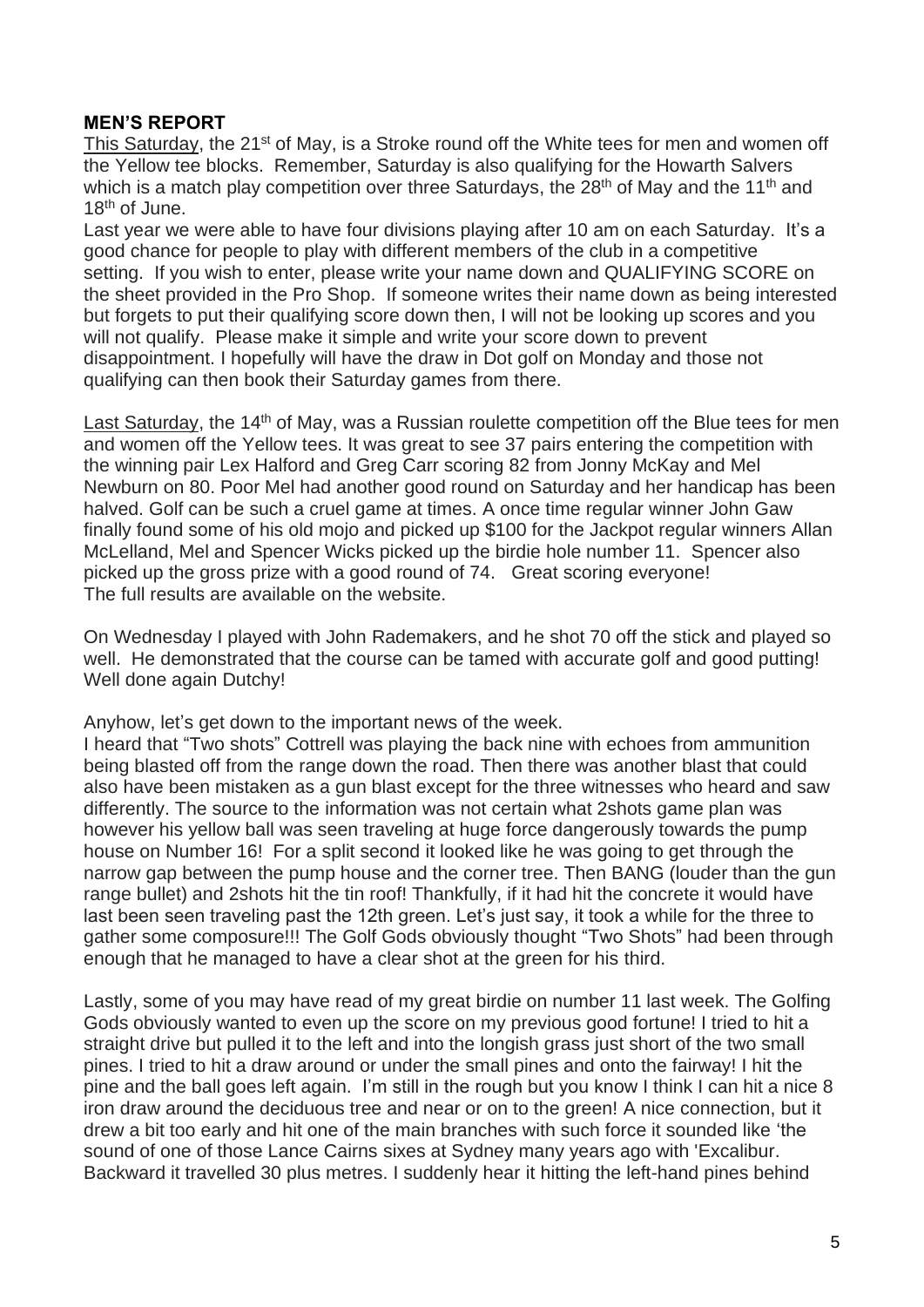**MEN'S REPORT**

This Saturday, the 21st of May, is a Stroke round off the White tees for men and women off the Yellow tee blocks. Remember, Saturday is also qualifying for the Howarth Salvers which is a match play competition over three Saturdays, the 28th of May and the 11th and 18th of June.

Last year we were able to have four divisions playing after 10 am on each Saturday. It's a good chance for people to play with different members of the club in a competitive setting. If you wish to enter, please write your name down and QUALIFYING SCORE on the sheet provided in the Pro Shop. If someone writes their name down as being interested but forgets to put their qualifying score down then, I will not be looking up scores and you will not qualify. Please make it simple and write your score down to prevent disappointment. I hopefully will have the draw in Dot golf on Monday and those not qualifying can then book their Saturday games from there.

Last Saturday, the 14th of May, was a Russian roulette competition off the Blue tees for men and women off the Yellow tees. It was great to see 37 pairs entering the competition with the winning pair Lex Halford and Greg Carr scoring 82 from Jonny McKay and Mel Newburn on 80. Poor Mel had another good round on Saturday and her handicap has been halved. Golf can be such a cruel game at times. A once time regular winner John Gaw finally found some of his old mojo and picked up $100 for the Jackpot regular winners Allan McLelland, Mel and Spencer Wicks picked up the birdie hole number 11. Spencer also picked up the gross prize with a good round of 74. Great scoring everyone!
The full results are available on the website.

On Wednesday I played with John Rademakers, and he shot 70 off the stick and played so well. He demonstrated that the course can be tamed with accurate golf and good putting! Well done again Dutchy!

Anyhow, let's get down to the important news of the week.

I heard that "Two shots" Cottrell was playing the back nine with echoes from ammunition being blasted off from the range down the road. Then there was another blast that could also have been mistaken as a gun blast except for the three witnesses who heard and saw differently. The source to the information was not certain what 2shots game plan was however his yellow ball was seen traveling at huge force dangerously towards the pump house on Number 16! For a split second it looked like he was going to get through the narrow gap between the pump house and the corner tree. Then BANG (louder than the gun range bullet) and 2shots hit the tin roof! Thankfully, if it had hit the concrete it would have last been seen traveling past the 12th green. Let's just say, it took a while for the three to gather some composure!!! The Golf Gods obviously thought "Two Shots" had been through enough that he managed to have a clear shot at the green for his third.

Lastly, some of you may have read of my great birdie on number 11 last week. The Golfing Gods obviously wanted to even up the score on my previous good fortune! I tried to hit a straight drive but pulled it to the left and into the longish grass just short of the two small pines. I tried to hit a draw around or under the small pines and onto the fairway! I hit the pine and the ball goes left again. I'm still in the rough but you know I think I can hit a nice 8 iron draw around the deciduous tree and near or on to the green! A nice connection, but it drew a bit too early and hit one of the main branches with such force it sounded like 'the sound of one of those Lance Cairns sixes at Sydney many years ago with 'Excalibur. Backward it travelled 30 plus metres. I suddenly hear it hitting the left-hand pines behind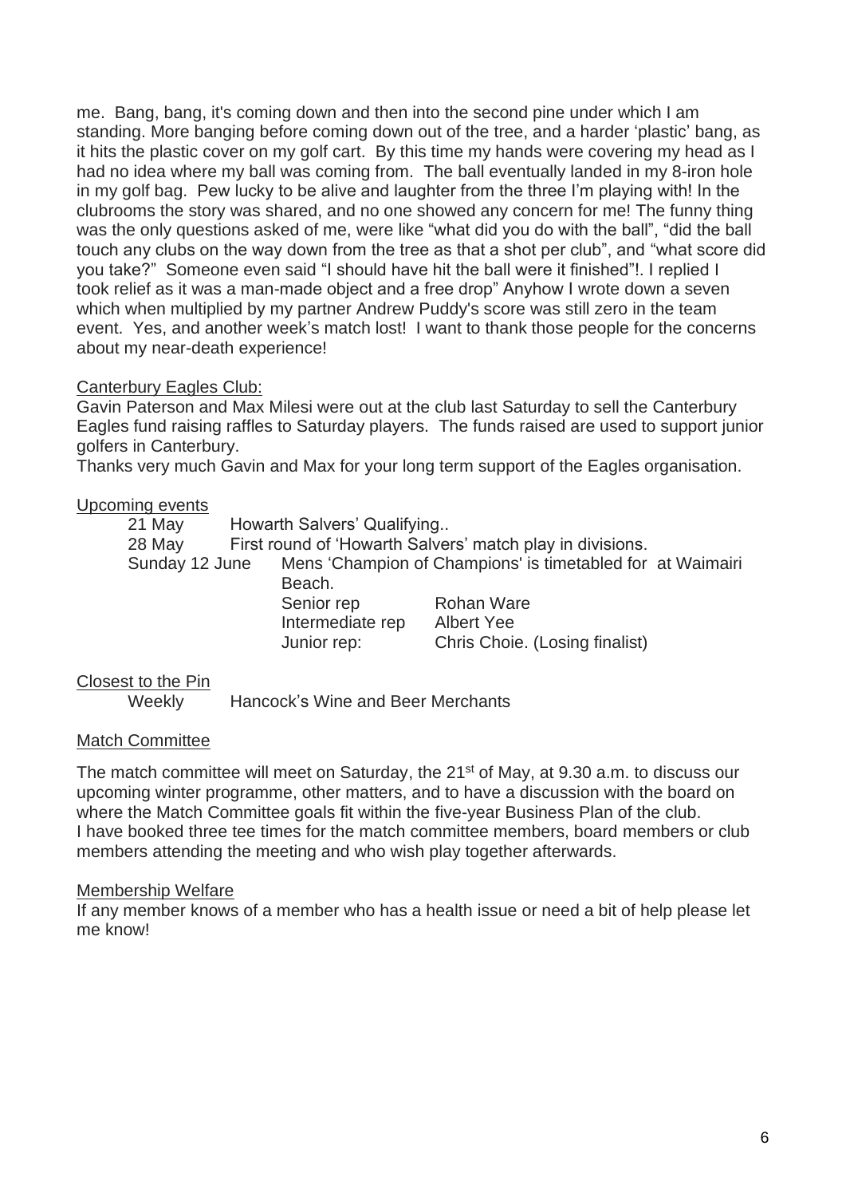me. Bang, bang, it's coming down and then into the second pine under which I am standing. More banging before coming down out of the tree, and a harder 'plastic' bang, as it hits the plastic cover on my golf cart. By this time my hands were covering my head as I had no idea where my ball was coming from. The ball eventually landed in my 8-iron hole in my golf bag. Pew lucky to be alive and laughter from the three I'm playing with! In the clubrooms the story was shared, and no one showed any concern for me! The funny thing was the only questions asked of me, were like "what did you do with the ball", "did the ball touch any clubs on the way down from the tree as that a shot per club", and "what score did you take?" Someone even said "I should have hit the ball were it finished"!. I replied I took relief as it was a man-made object and a free drop" Anyhow I wrote down a seven which when multiplied by my partner Andrew Puddy's score was still zero in the team event. Yes, and another week's match lost! I want to thank those people for the concerns about my near-death experience!

Canterbury Eagles Club:

Gavin Paterson and Max Milesi were out at the club last Saturday to sell the Canterbury Eagles fund raising raffles to Saturday players. The funds raised are used to support junior golfers in Canterbury.

Thanks very much Gavin and Max for your long term support of the Eagles organisation.

Upcoming events

| | | |
|---|---|---|
| 21 May | Howarth Salvers' Qualifying.. | |
| 28 May | First round of 'Howarth Salvers' match play in divisions. | |
| Sunday 12 June | Mens 'Champion of Champions' is timetabled for at Waimairi Beach. | |
| | Senior rep | Rohan Ware |
| | Intermediate rep | Albert Yee |
| | Junior rep: | Chris Choie. (Losing finalist) |

Closest to the Pin

Weekly Hancock's Wine and Beer Merchants

Match Committee

The match committee will meet on Saturday, the 21st of May, at 9.30 a.m. to discuss our upcoming winter programme, other matters, and to have a discussion with the board on where the Match Committee goals fit within the five-year Business Plan of the club. I have booked three tee times for the match committee members, board members or club members attending the meeting and who wish play together afterwards.

Membership Welfare

If any member knows of a member who has a health issue or need a bit of help please let me know!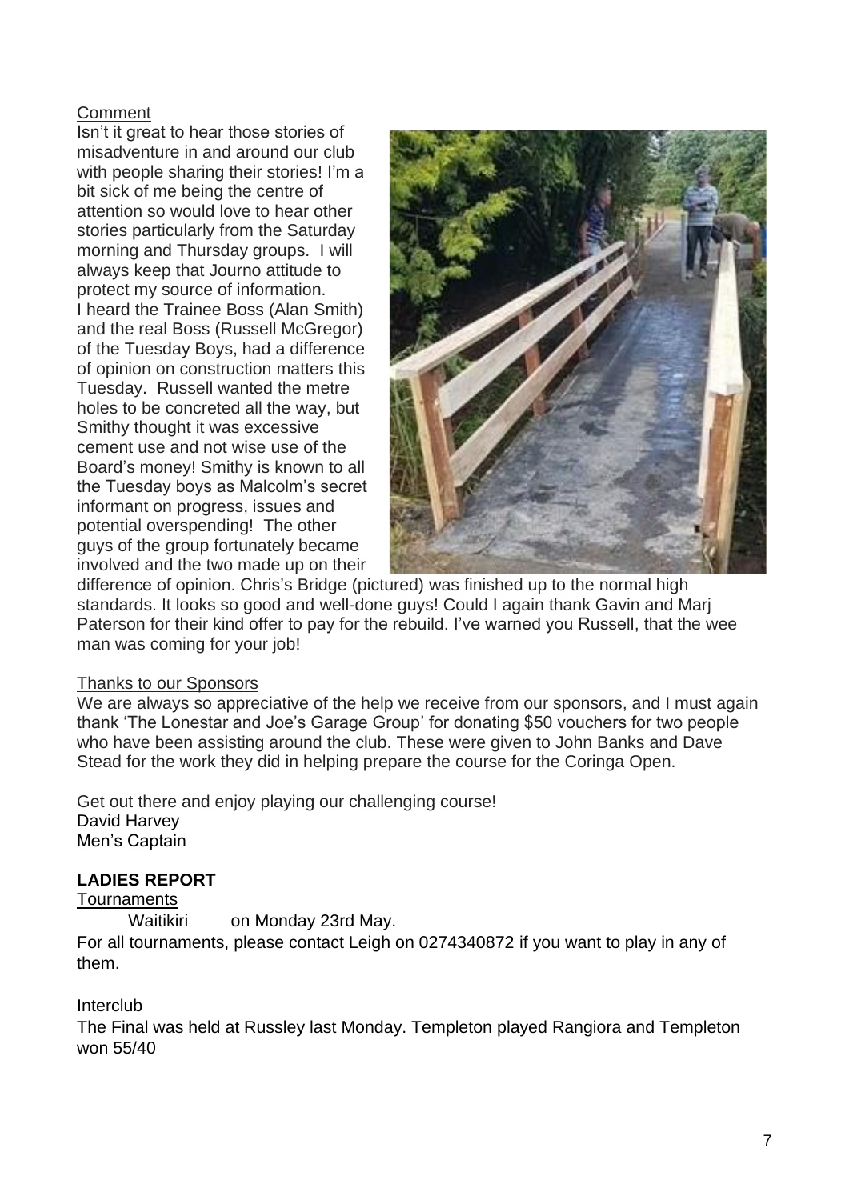Comment

Isn't it great to hear those stories of misadventure in and around our club with people sharing their stories! I'm a bit sick of me being the centre of attention so would love to hear other stories particularly from the Saturday morning and Thursday groups. I will always keep that Journo attitude to protect my source of information.

I heard the Trainee Boss (Alan Smith) and the real Boss (Russell McGregor) of the Tuesday Boys, had a difference of opinion on construction matters this Tuesday. Russell wanted the metre holes to be concreted all the way, but Smithy thought it was excessive cement use and not wise use of the Board's money! Smithy is known to all the Tuesday boys as Malcolm's secret informant on progress, issues and potential overspending! The other guys of the group fortunately became involved and the two made up on their difference of opinion. Chris's Bridge (pictured) was finished up to the normal high standards. It looks so good and well-done guys! Could I again thank Gavin and Marj Paterson for their kind offer to pay for the rebuild. I've warned you Russell, that the wee man was coming for your job!

Thanks to our Sponsors

We are always so appreciative of the help we receive from our sponsors, and I must again thank 'The Lonestar and Joe's Garage Group' for donating $50 vouchers for two people who have been assisting around the club. These were given to John Banks and Dave Stead for the work they did in helping prepare the course for the Coringa Open.

Get out there and enjoy playing our challenging course!
David Harvey
Men's Captain

**LADIES REPORT**

Tournaments

Waitikiri on Monday 23rd May.

For all tournaments, please contact Leigh on 0274340872 if you want to play in any of them.

Interclub

The Final was held at Russley last Monday. Templeton played Rangiora and Templeton won 55/40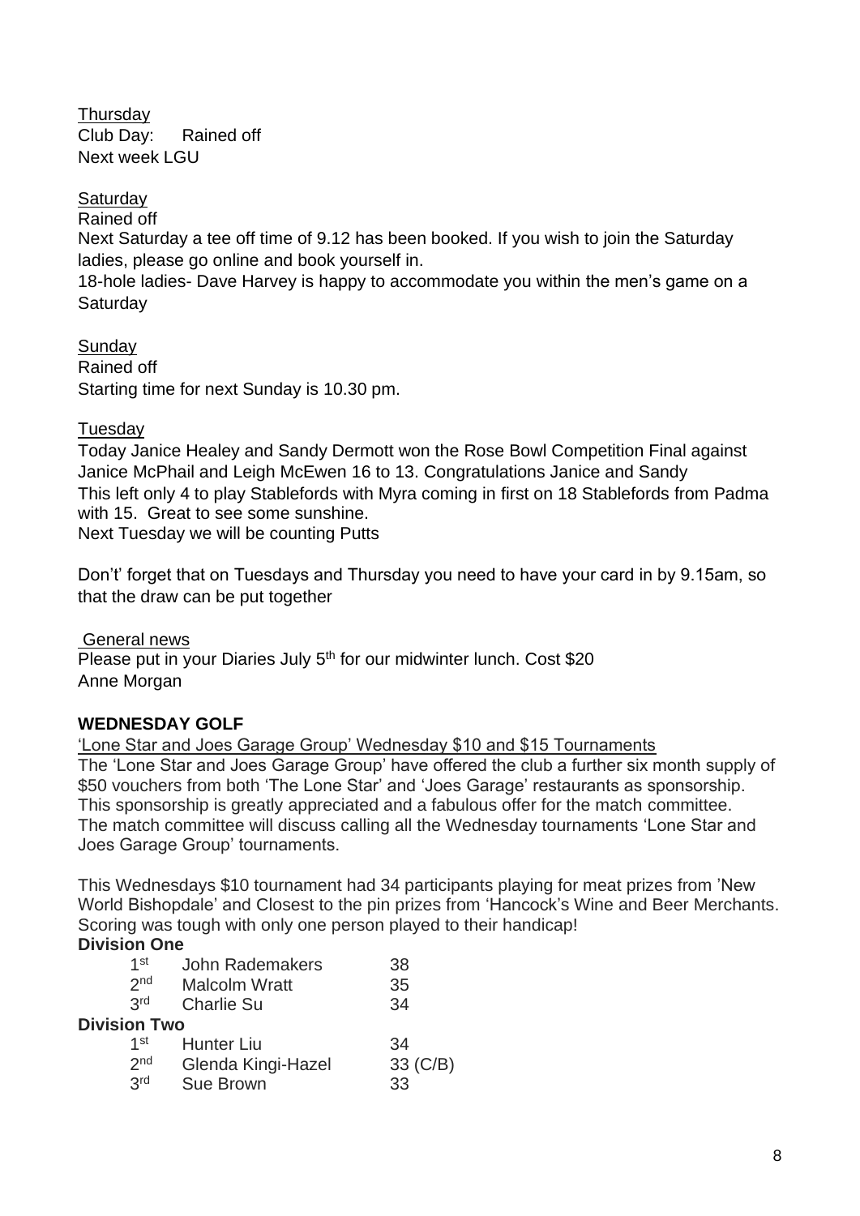Thursday

Club Day: Rained off

Next week LGU

Saturday

Rained off

Next Saturday a tee off time of 9.12 has been booked. If you wish to join the Saturday ladies, please go online and book yourself in.

18-hole ladies- Dave Harvey is happy to accommodate you within the men's game on a Saturday

Sunday

Rained off

Starting time for next Sunday is 10.30 pm.

Tuesday

Today Janice Healey and Sandy Dermott won the Rose Bowl Competition Final against Janice McPhail and Leigh McEwen 16 to 13. Congratulations Janice and Sandy

This left only 4 to play Stablefords with Myra coming in first on 18 Stablefords from Padma with 15. Great to see some sunshine.

Next Tuesday we will be counting Putts

Don't' forget that on Tuesdays and Thursday you need to have your card in by 9.15am, so that the draw can be put together

General news

Please put in your Diaries July 5th for our midwinter lunch. Cost $20

Anne Morgan

**WEDNESDAY GOLF**

'Lone Star and Joes Garage Group' Wednesday $10 and $15 Tournaments

The 'Lone Star and Joes Garage Group' have offered the club a further six month supply of $50 vouchers from both 'The Lone Star' and 'Joes Garage' restaurants as sponsorship. This sponsorship is greatly appreciated and a fabulous offer for the match committee. The match committee will discuss calling all the Wednesday tournaments 'Lone Star and Joes Garage Group' tournaments.

This Wednesdays $10 tournament had 34 participants playing for meat prizes from 'New World Bishopdale' and Closest to the pin prizes from 'Hancock's Wine and Beer Merchants. Scoring was tough with only one person played to their handicap!

**Division One**

| | | |
|---|---|---|
| 1st | John Rademakers | 38 |
| 2nd | Malcolm Wratt | 35 |
| 3rd | Charlie Su | 34 |

**Division Two**

| | | |
|---|---|---|
| 1st | Hunter Liu | 34 |
| 2nd | Glenda Kingi-Hazel | 33 (C/B) |
| 3rd | Sue Brown | 33 |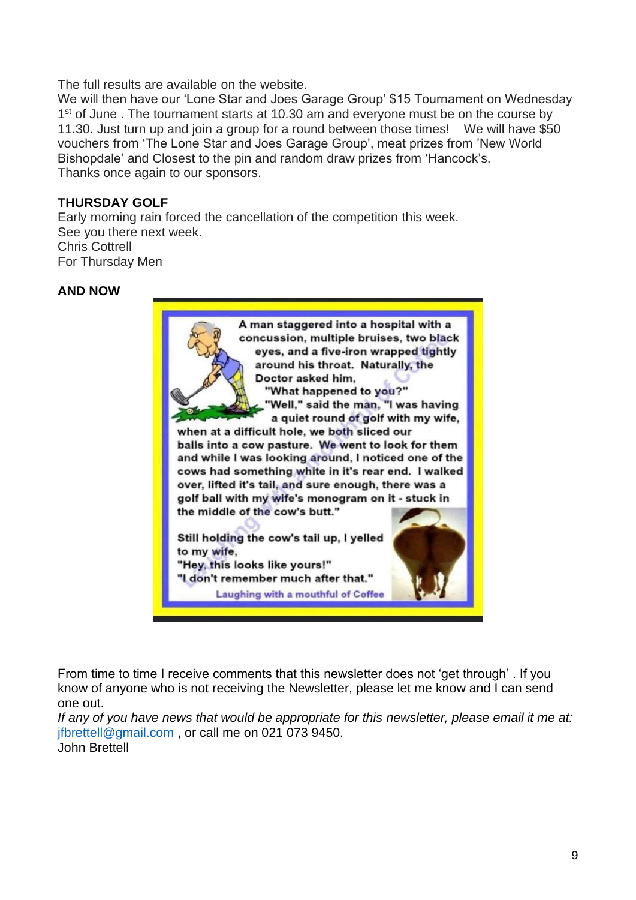The full results are available on the website.
We will then have our 'Lone Star and Joes Garage Group' $15 Tournament on Wednesday 1st of June . The tournament starts at 10.30 am and everyone must be on the course by 11.30. Just turn up and join a group for a round between those times! We will have $50 vouchers from 'The Lone Star and Joes Garage Group', meat prizes from 'New World Bishopdale' and Closest to the pin and random draw prizes from 'Hancock's.
Thanks once again to our sponsors.

**THURSDAY GOLF**

Early morning rain forced the cancellation of the competition this week.
See you there next week.
Chris Cottrell
For Thursday Men

**AND NOW**

A man staggered into a hospital with a concussion, multiple bruises, two black eyes, and a five-iron wrapped tightly around his throat. Naturally, the Doctor asked him,
"What happened to you?"
"Well," said the man, "I was having a quiet round of golf with my wife, when at a difficult hole, we both sliced our balls into a cow pasture. We went to look for them and while I was looking around, I noticed one of the cows had something white in it's rear end. I walked over, lifted it's tail, and sure enough, there was a golf ball with my wife's monogram on it - stuck in the middle of the cow's butt."

Still holding the cow's tail up, I yelled to my wife,
"Hey, this looks like yours!"
"I don't remember much after that."

Laughing with a mouthful of Coffee

From time to time I receive comments that this newsletter does not 'get through' . If you know of anyone who is not receiving the Newsletter, please let me know and I can send one out.
*If any of you have news that would be appropriate for this newsletter, please email it me at:* jfbrettell@gmail.com , or call me on 021 073 9450.
John Brettell